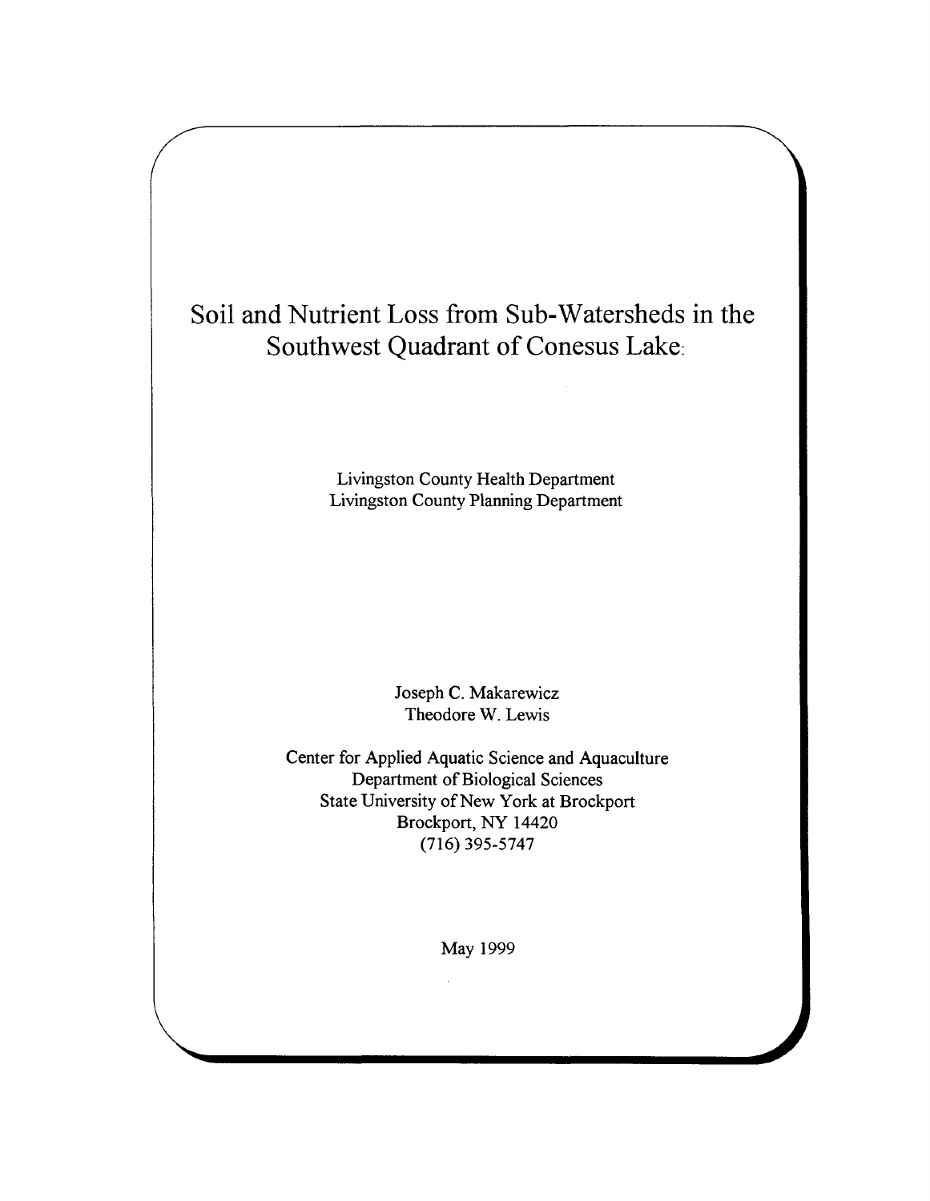# Soil and Nutrient Loss from Sub-Watersheds in the Southwest Quadrant of Conesus Lake:

Livingston County Health Department
Livingston County Planning Department

Joseph C. Makarewicz
Theodore W. Lewis

Center for Applied Aquatic Science and Aquaculture
Department of Biological Sciences
State University of New York at Brockport
Brockport, NY 14420
(716) 395-5747

May 1999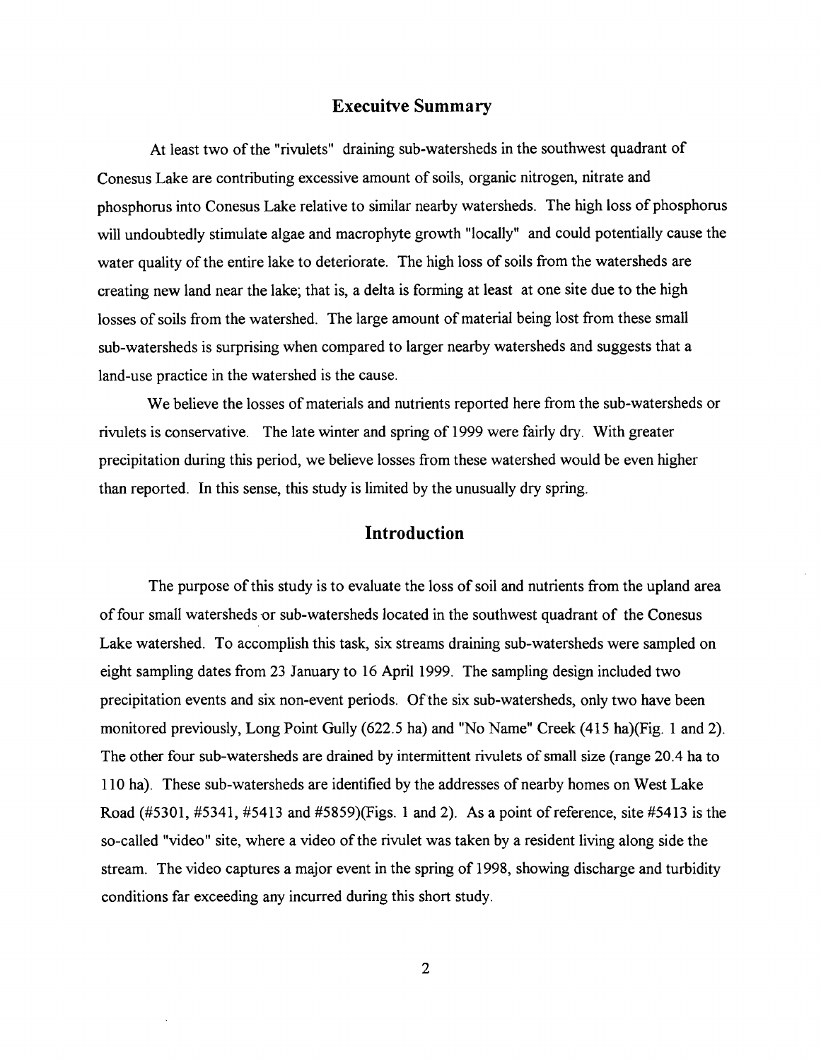## Execuitve Summary

At least two of the "rivulets" draining sub-watersheds in the southwest quadrant of Conesus Lake are contributing excessive amount of soils, organic nitrogen, nitrate and phosphorus into Conesus Lake relative to similar nearby watersheds. The high loss of phosphorus will undoubtedly stimulate algae and macrophyte growth "locally" and could potentially cause the water quality of the entire lake to deteriorate. The high loss of soils from the watersheds are creating new land near the lake; that is, a delta is forming at least at one site due to the high losses of soils from the watershed. The large amount of material being lost from these small sub-watersheds is surprising when compared to larger nearby watersheds and suggests that a land-use practice in the watershed is the cause.

We believe the losses of materials and nutrients reported here from the sub-watersheds or rivulets is conservative. The late winter and spring of 1999 were fairly dry. With greater precipitation during this period, we believe losses from these watershed would be even higher than reported. In this sense, this study is limited by the unusually dry spring.

## Introduction

The purpose of this study is to evaluate the loss of soil and nutrients from the upland area of four small watersheds or sub-watersheds located in the southwest quadrant of the Conesus Lake watershed. To accomplish this task, six streams draining sub-watersheds were sampled on eight sampling dates from 23 January to 16 April 1999. The sampling design included two precipitation events and six non-event periods. Of the six sub-watersheds, only two have been monitored previously, Long Point Gully (622.5 ha) and "No Name" Creek (415 ha)(Fig. 1 and 2). The other four sub-watersheds are drained by intermittent rivulets of small size (range 20.4 ha to 110 ha). These sub-watersheds are identified by the addresses of nearby homes on West Lake Road (#5301, #5341, #5413 and #5859)(Figs. 1 and 2). As a point of reference, site #5413 is the so-called "video" site, where a video of the rivulet was taken by a resident living along side the stream. The video captures a major event in the spring of 1998, showing discharge and turbidity conditions far exceeding any incurred during this short study.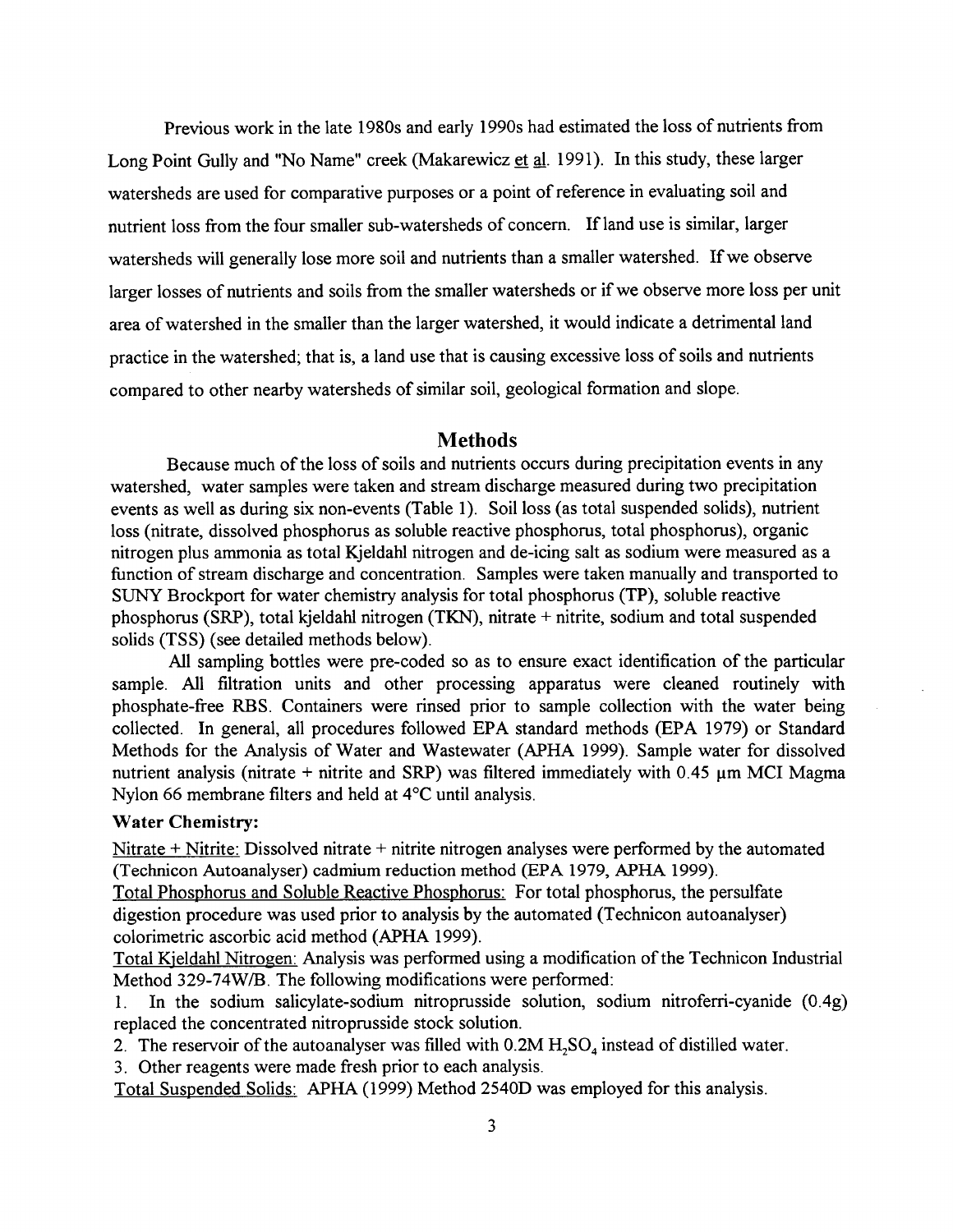Previous work in the late 1980s and early 1990s had estimated the loss of nutrients from Long Point Gully and "No Name" creek (Makarewicz et al. 1991). In this study, these larger watersheds are used for comparative purposes or a point of reference in evaluating soil and nutrient loss from the four smaller sub-watersheds of concern. If land use is similar, larger watersheds will generally lose more soil and nutrients than a smaller watershed. If we observe larger losses of nutrients and soils from the smaller watersheds or if we observe more loss per unit area of watershed in the smaller than the larger watershed, it would indicate a detrimental land practice in the watershed; that is, a land use that is causing excessive loss of soils and nutrients compared to other nearby watersheds of similar soil, geological formation and slope.

## Methods

Because much of the loss of soils and nutrients occurs during precipitation events in any watershed, water samples were taken and stream discharge measured during two precipitation events as well as during six non-events (Table 1). Soil loss (as total suspended solids), nutrient loss (nitrate, dissolved phosphorus as soluble reactive phosphorus, total phosphorus), organic nitrogen plus ammonia as total Kjeldahl nitrogen and de-icing salt as sodium were measured as a function of stream discharge and concentration. Samples were taken manually and transported to SUNY Brockport for water chemistry analysis for total phosphorus (TP), soluble reactive phosphorus (SRP), total kjeldahl nitrogen (TKN), nitrate + nitrite, sodium and total suspended solids (TSS) (see detailed methods below).

All sampling bottles were pre-coded so as to ensure exact identification of the particular sample. All filtration units and other processing apparatus were cleaned routinely with phosphate-free RBS. Containers were rinsed prior to sample collection with the water being collected. In general, all procedures followed EPA standard methods (EPA 1979) or Standard Methods for the Analysis of Water and Wastewater (APHA 1999). Sample water for dissolved nutrient analysis (nitrate + nitrite and SRP) was filtered immediately with 0.45 µm MCI Magma Nylon 66 membrane filters and held at 4°C until analysis.

### Water Chemistry:

Nitrate + Nitrite: Dissolved nitrate + nitrite nitrogen analyses were performed by the automated (Technicon Autoanalyser) cadmium reduction method (EPA 1979, APHA 1999).

Total Phosphorus and Soluble Reactive Phosphorus: For total phosphorus, the persulfate digestion procedure was used prior to analysis by the automated (Technicon autoanalyser) colorimetric ascorbic acid method (APHA 1999).

Total Kjeldahl Nitrogen: Analysis was performed using a modification of the Technicon Industrial Method 329-74W/B. The following modifications were performed:

1. In the sodium salicylate-sodium nitroprusside solution, sodium nitroferri-cyanide (0.4g) replaced the concentrated nitroprusside stock solution.
2. The reservoir of the autoanalyser was filled with 0.2M $H_2SO_4$ instead of distilled water.
3. Other reagents were made fresh prior to each analysis.

Total Suspended Solids: APHA (1999) Method 2540D was employed for this analysis.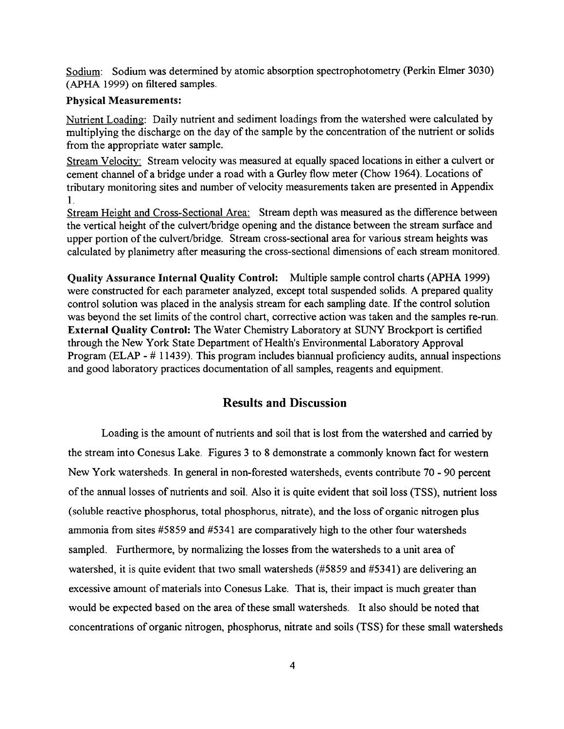Sodium: Sodium was determined by atomic absorption spectrophotometry (Perkin Elmer 3030) (APHA 1999) on filtered samples.

**Physical Measurements:**

Nutrient Loading: Daily nutrient and sediment loadings from the watershed were calculated by multiplying the discharge on the day of the sample by the concentration of the nutrient or solids from the appropriate water sample.

Stream Velocity: Stream velocity was measured at equally spaced locations in either a culvert or cement channel of a bridge under a road with a Gurley flow meter (Chow 1964). Locations of tributary monitoring sites and number of velocity measurements taken are presented in Appendix 1.

Stream Height and Cross-Sectional Area: Stream depth was measured as the difference between the vertical height of the culvert/bridge opening and the distance between the stream surface and upper portion of the culvert/bridge. Stream cross-sectional area for various stream heights was calculated by planimetry after measuring the cross-sectional dimensions of each stream monitored.

**Quality Assurance Internal Quality Control:** Multiple sample control charts (APHA 1999) were constructed for each parameter analyzed, except total suspended solids. A prepared quality control solution was placed in the analysis stream for each sampling date. If the control solution was beyond the set limits of the control chart, corrective action was taken and the samples re-run. **External Quality Control:** The Water Chemistry Laboratory at SUNY Brockport is certified through the New York State Department of Health's Environmental Laboratory Approval Program (ELAP - # 11439). This program includes biannual proficiency audits, annual inspections and good laboratory practices documentation of all samples, reagents and equipment.

## Results and Discussion

Loading is the amount of nutrients and soil that is lost from the watershed and carried by the stream into Conesus Lake. Figures 3 to 8 demonstrate a commonly known fact for western New York watersheds. In general in non-forested watersheds, events contribute 70 - 90 percent of the annual losses of nutrients and soil. Also it is quite evident that soil loss (TSS), nutrient loss (soluble reactive phosphorus, total phosphorus, nitrate), and the loss of organic nitrogen plus ammonia from sites #5859 and #5341 are comparatively high to the other four watersheds sampled. Furthermore, by normalizing the losses from the watersheds to a unit area of watershed, it is quite evident that two small watersheds (#5859 and #5341) are delivering an excessive amount of materials into Conesus Lake. That is, their impact is much greater than would be expected based on the area of these small watersheds. It also should be noted that concentrations of organic nitrogen, phosphorus, nitrate and soils (TSS) for these small watersheds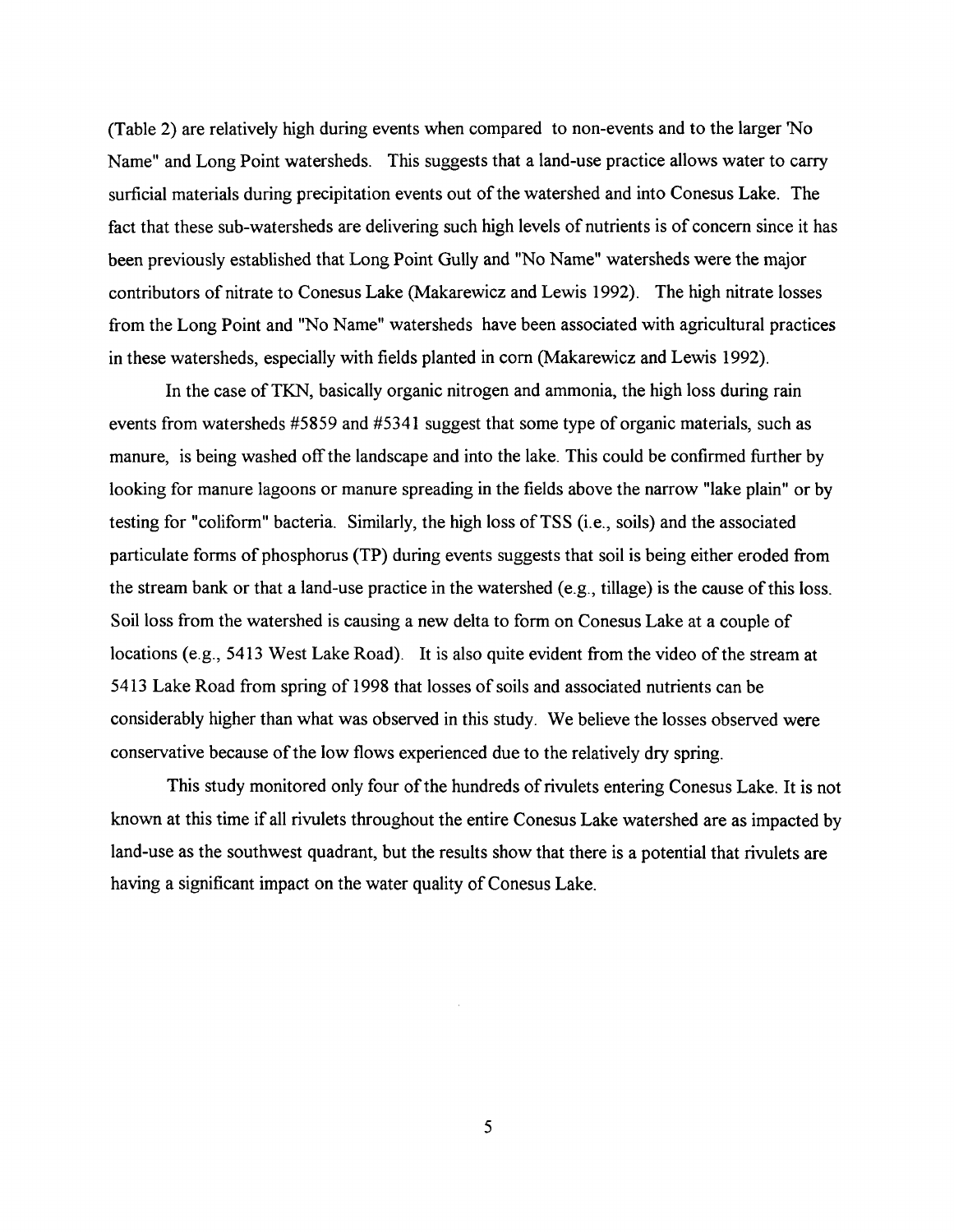(Table 2) are relatively high during events when compared to non-events and to the larger "No Name" and Long Point watersheds. This suggests that a land-use practice allows water to carry surficial materials during precipitation events out of the watershed and into Conesus Lake. The fact that these sub-watersheds are delivering such high levels of nutrients is of concern since it has been previously established that Long Point Gully and "No Name" watersheds were the major contributors of nitrate to Conesus Lake (Makarewicz and Lewis 1992). The high nitrate losses from the Long Point and "No Name" watersheds have been associated with agricultural practices in these watersheds, especially with fields planted in corn (Makarewicz and Lewis 1992).

In the case of TKN, basically organic nitrogen and ammonia, the high loss during rain events from watersheds #5859 and #5341 suggest that some type of organic materials, such as manure, is being washed off the landscape and into the lake. This could be confirmed further by looking for manure lagoons or manure spreading in the fields above the narrow "lake plain" or by testing for "coliform" bacteria. Similarly, the high loss of TSS (i.e., soils) and the associated particulate forms of phosphorus (TP) during events suggests that soil is being either eroded from the stream bank or that a land-use practice in the watershed (e.g., tillage) is the cause of this loss. Soil loss from the watershed is causing a new delta to form on Conesus Lake at a couple of locations (e.g., 5413 West Lake Road). It is also quite evident from the video of the stream at 5413 Lake Road from spring of 1998 that losses of soils and associated nutrients can be considerably higher than what was observed in this study. We believe the losses observed were conservative because of the low flows experienced due to the relatively dry spring.

This study monitored only four of the hundreds of rivulets entering Conesus Lake. It is not known at this time if all rivulets throughout the entire Conesus Lake watershed are as impacted by land-use as the southwest quadrant, but the results show that there is a potential that rivulets are having a significant impact on the water quality of Conesus Lake.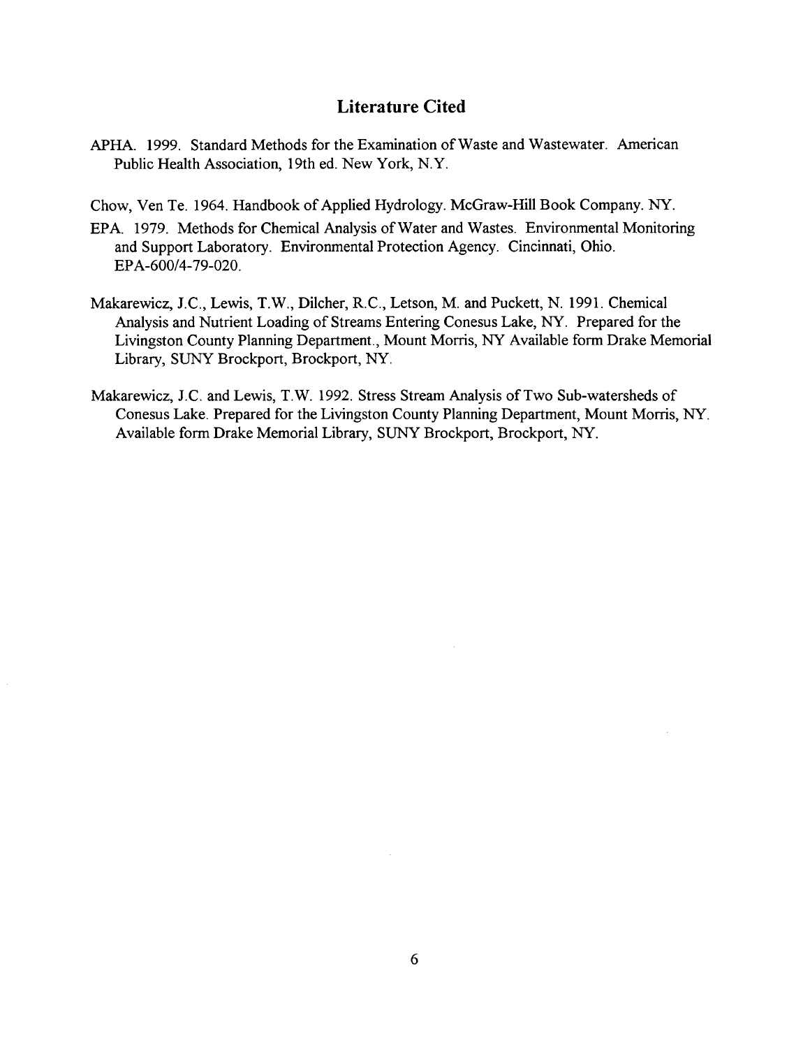## Literature Cited

APHA. 1999. Standard Methods for the Examination of Waste and Wastewater. American Public Health Association, 19th ed. New York, N.Y.

Chow, Ven Te. 1964. Handbook of Applied Hydrology. McGraw-Hill Book Company. NY.

EPA. 1979. Methods for Chemical Analysis of Water and Wastes. Environmental Monitoring and Support Laboratory. Environmental Protection Agency. Cincinnati, Ohio. EPA-600/4-79-020.

Makarewicz, J.C., Lewis, T.W., Dilcher, R.C., Letson, M. and Puckett, N. 1991. Chemical Analysis and Nutrient Loading of Streams Entering Conesus Lake, NY. Prepared for the Livingston County Planning Department., Mount Morris, NY Available form Drake Memorial Library, SUNY Brockport, Brockport, NY.

Makarewicz, J.C. and Lewis, T.W. 1992. Stress Stream Analysis of Two Sub-watersheds of Conesus Lake. Prepared for the Livingston County Planning Department, Mount Morris, NY. Available form Drake Memorial Library, SUNY Brockport, Brockport, NY.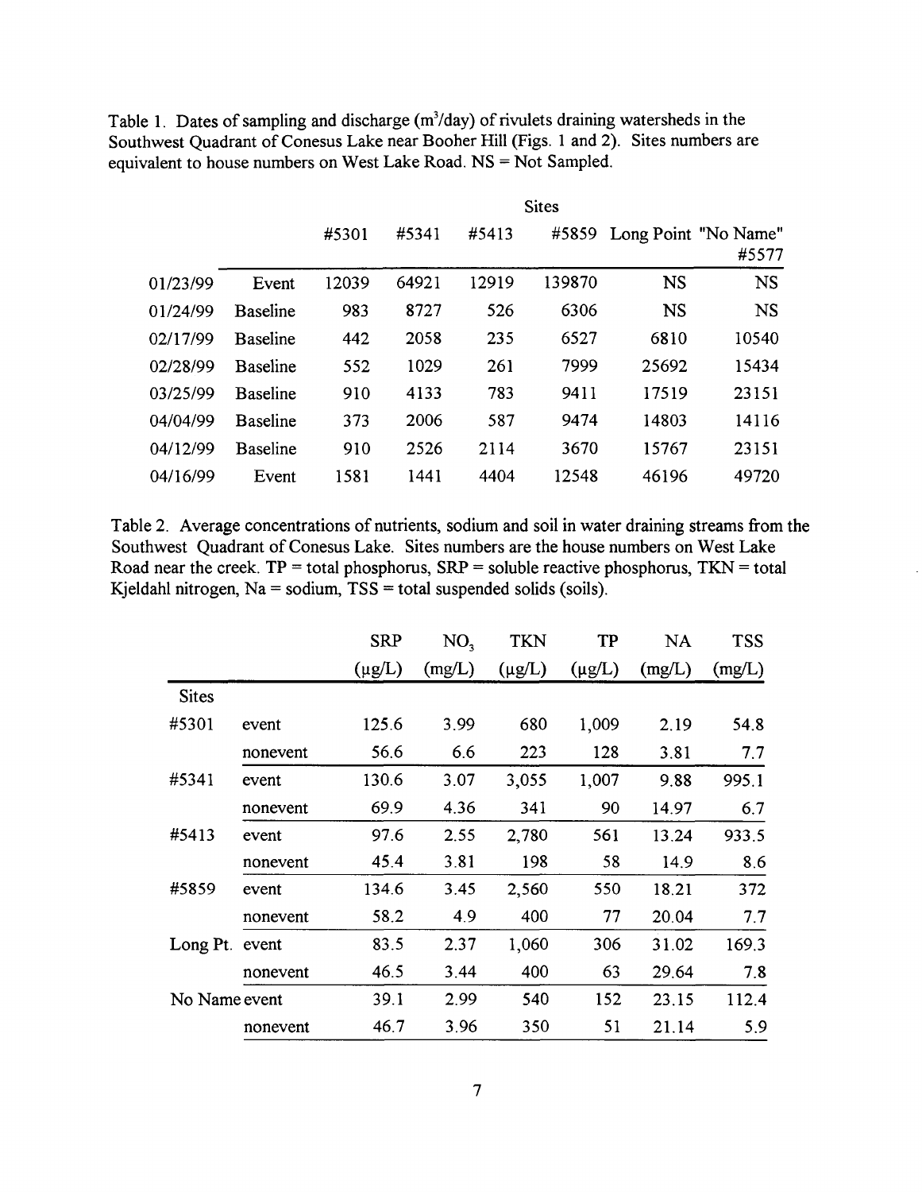Table 1. Dates of sampling and discharge ($m^3$/day) of rivulets draining watersheds in the Southwest Quadrant of Conesus Lake near Booher Hill (Figs. 1 and 2). Sites numbers are equivalent to house numbers on West Lake Road. NS = Not Sampled.

| | | Sites | | | | | |
|---|---|---|---|---|---|---|---|
| | | #5301 | #5341 | #5413 | #5859 | Long Point | "No Name" #5577 |
| 01/23/99 | Event | 12039 | 64921 | 12919 | 139870 | NS | NS |
| 01/24/99 | Baseline | 983 | 8727 | 526 | 6306 | NS | NS |
| 02/17/99 | Baseline | 442 | 2058 | 235 | 6527 | 6810 | 10540 |
| 02/28/99 | Baseline | 552 | 1029 | 261 | 7999 | 25692 | 15434 |
| 03/25/99 | Baseline | 910 | 4133 | 783 | 9411 | 17519 | 23151 |
| 04/04/99 | Baseline | 373 | 2006 | 587 | 9474 | 14803 | 14116 |
| 04/12/99 | Baseline | 910 | 2526 | 2114 | 3670 | 15767 | 23151 |
| 04/16/99 | Event | 1581 | 1441 | 4404 | 12548 | 46196 | 49720 |

Table 2. Average concentrations of nutrients, sodium and soil in water draining streams from the Southwest Quadrant of Conesus Lake. Sites numbers are the house numbers on West Lake Road near the creek. TP = total phosphorus, SRP = soluble reactive phosphorus, TKN = total Kjeldahl nitrogen, Na = sodium, TSS = total suspended solids (soils).

| | | SRP (μg/L) | $NO_3$ (mg/L) | TKN (μg/L) | TP (μg/L) | NA (mg/L) | TSS (mg/L) |
|---|---|---|---|---|---|---|---|
| Sites | | | | | | | |
| #5301 | event | 125.6 | 3.99 | 680 | 1,009 | 2.19 | 54.8 |
| | nonevent | 56.6 | 6.6 | 223 | 128 | 3.81 | 7.7 |
| #5341 | event | 130.6 | 3.07 | 3,055 | 1,007 | 9.88 | 995.1 |
| | nonevent | 69.9 | 4.36 | 341 | 90 | 14.97 | 6.7 |
| #5413 | event | 97.6 | 2.55 | 2,780 | 561 | 13.24 | 933.5 |
| | nonevent | 45.4 | 3.81 | 198 | 58 | 14.9 | 8.6 |
| #5859 | event | 134.6 | 3.45 | 2,560 | 550 | 18.21 | 372 |
| | nonevent | 58.2 | 4.9 | 400 | 77 | 20.04 | 7.7 |
| Long Pt. | event | 83.5 | 2.37 | 1,060 | 306 | 31.02 | 169.3 |
| | nonevent | 46.5 | 3.44 | 400 | 63 | 29.64 | 7.8 |
| No Name | event | 39.1 | 2.99 | 540 | 152 | 23.15 | 112.4 |
| | nonevent | 46.7 | 3.96 | 350 | 51 | 21.14 | 5.9 |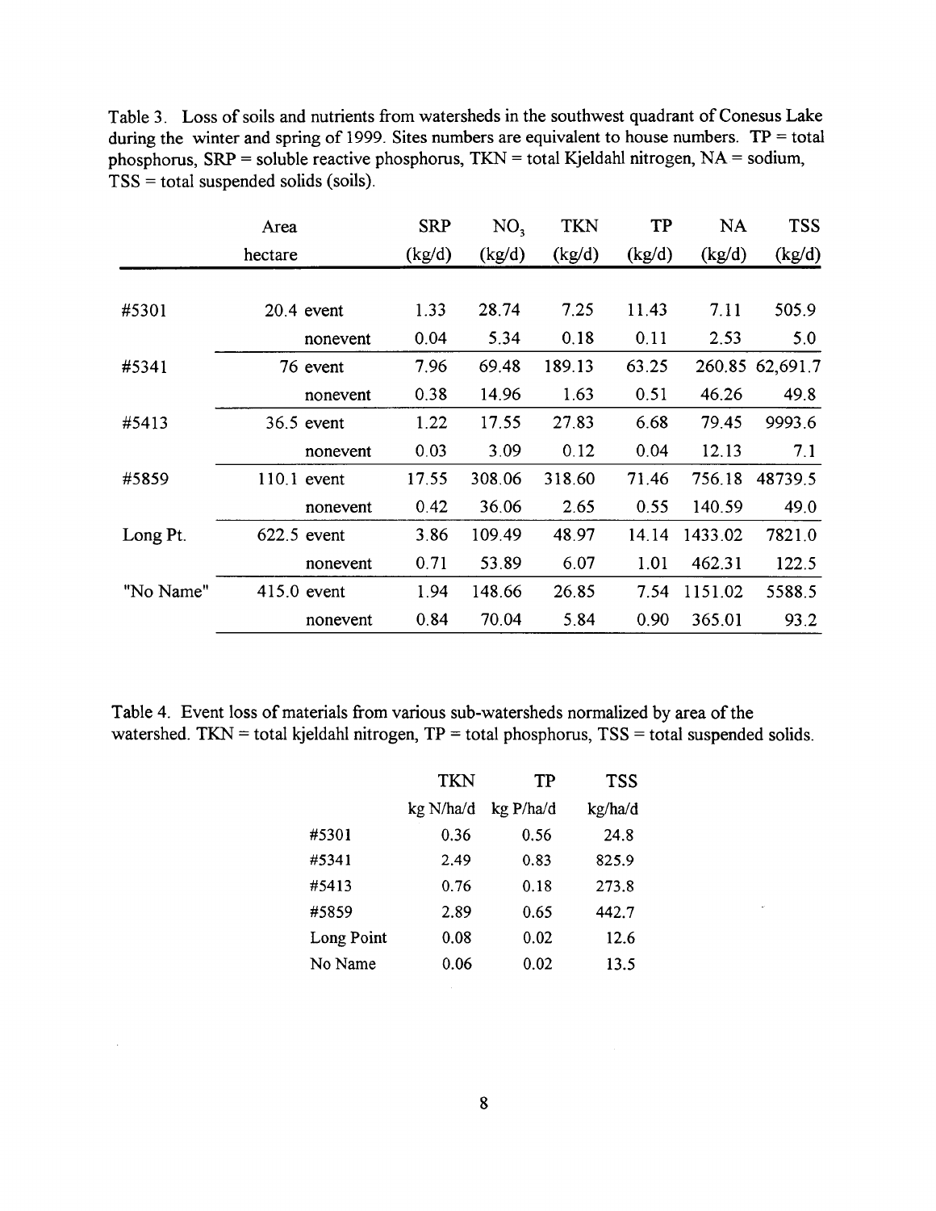Table 3. Loss of soils and nutrients from watersheds in the southwest quadrant of Conesus Lake during the winter and spring of 1999. Sites numbers are equivalent to house numbers. TP = total phosphorus, SRP = soluble reactive phosphorus, TKN = total Kjeldahl nitrogen, NA = sodium, TSS = total suspended solids (soils).

| | Area hectare | | SRP (kg/d) | $NO_3$ (kg/d) | TKN (kg/d) | TP (kg/d) | NA (kg/d) | TSS (kg/d) |
|---|---|---|---|---|---|---|---|---|
| #5301 | 20.4 | event | 1.33 | 28.74 | 7.25 | 11.43 | 7.11 | 505.9 |
| | | nonevent | 0.04 | 5.34 | 0.18 | 0.11 | 2.53 | 5.0 |
| #5341 | 76 | event | 7.96 | 69.48 | 189.13 | 63.25 | 260.85 | 62,691.7 |
| | | nonevent | 0.38 | 14.96 | 1.63 | 0.51 | 46.26 | 49.8 |
| #5413 | 36.5 | event | 1.22 | 17.55 | 27.83 | 6.68 | 79.45 | 9993.6 |
| | | nonevent | 0.03 | 3.09 | 0.12 | 0.04 | 12.13 | 7.1 |
| #5859 | 110.1 | event | 17.55 | 308.06 | 318.60 | 71.46 | 756.18 | 48739.5 |
| | | nonevent | 0.42 | 36.06 | 2.65 | 0.55 | 140.59 | 49.0 |
| Long Pt. | 622.5 | event | 3.86 | 109.49 | 48.97 | 14.14 | 1433.02 | 7821.0 |
| | | nonevent | 0.71 | 53.89 | 6.07 | 1.01 | 462.31 | 122.5 |
| "No Name" | 415.0 | event | 1.94 | 148.66 | 26.85 | 7.54 | 1151.02 | 5588.5 |
| | | nonevent | 0.84 | 70.04 | 5.84 | 0.90 | 365.01 | 93.2 |

Table 4. Event loss of materials from various sub-watersheds normalized by area of the watershed. TKN = total kjeldahl nitrogen, TP = total phosphorus, TSS = total suspended solids.

| | TKN kg N/ha/d | TP kg P/ha/d | TSS kg/ha/d |
|---|---|---|---|
| #5301 | 0.36 | 0.56 | 24.8 |
| #5341 | 2.49 | 0.83 | 825.9 |
| #5413 | 0.76 | 0.18 | 273.8 |
| #5859 | 2.89 | 0.65 | 442.7 |
| Long Point | 0.08 | 0.02 | 12.6 |
| No Name | 0.06 | 0.02 | 13.5 |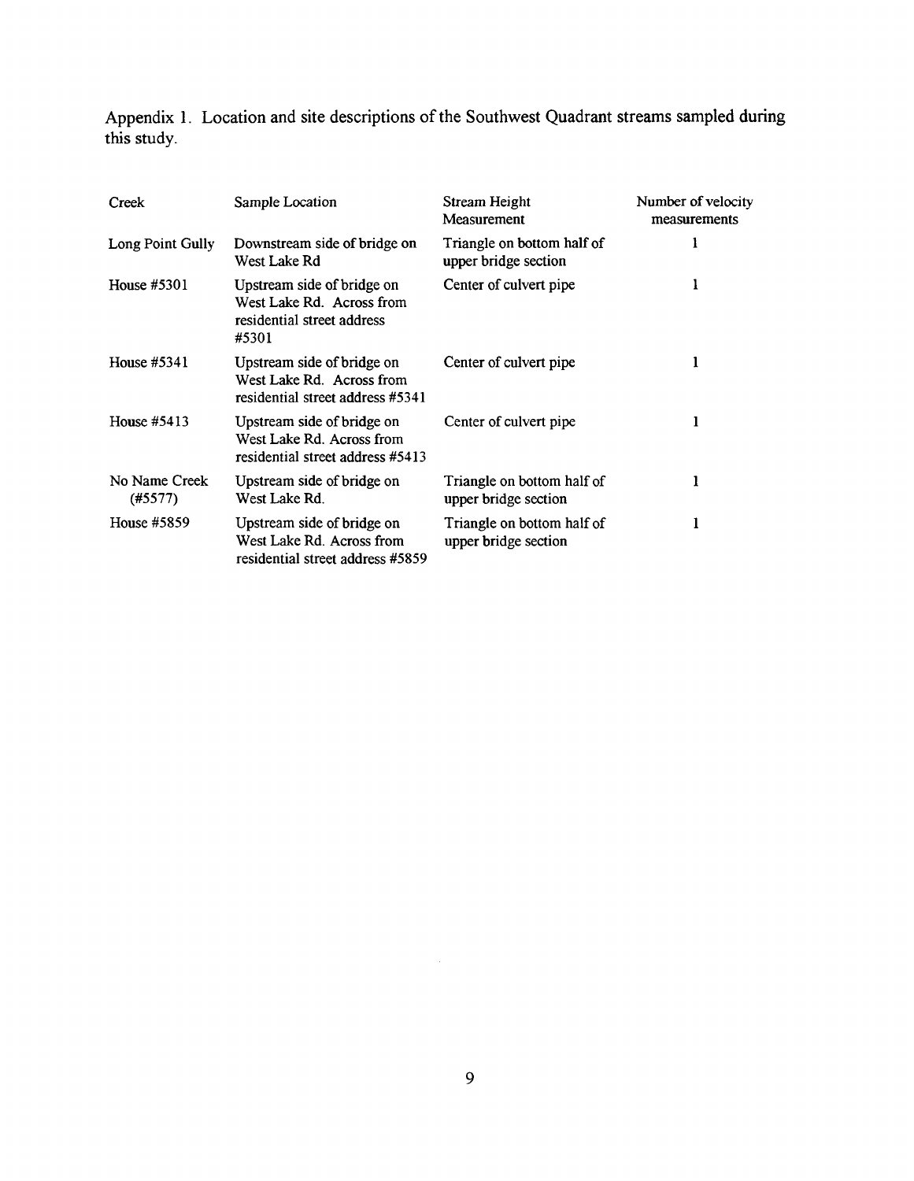Appendix 1. Location and site descriptions of the Southwest Quadrant streams sampled during this study.

| Creek | Sample Location | Stream Height Measurement | Number of velocity measurements |
| --- | --- | --- | --- |
| Long Point Gully | Downstream side of bridge on West Lake Rd | Triangle on bottom half of upper bridge section | 1 |
| House #5301 | Upstream side of bridge on West Lake Rd. Across from residential street address #5301 | Center of culvert pipe | 1 |
| House #5341 | Upstream side of bridge on West Lake Rd. Across from residential street address #5341 | Center of culvert pipe | 1 |
| House #5413 | Upstream side of bridge on West Lake Rd. Across from residential street address #5413 | Center of culvert pipe | 1 |
| No Name Creek (#5577) | Upstream side of bridge on West Lake Rd. | Triangle on bottom half of upper bridge section | 1 |
| House #5859 | Upstream side of bridge on West Lake Rd. Across from residential street address #5859 | Triangle on bottom half of upper bridge section | 1 |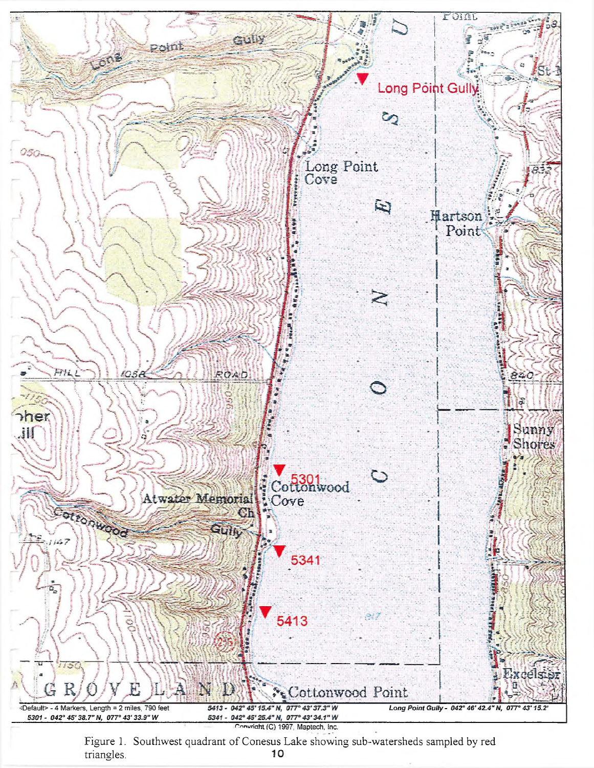<Default> - 4 Markers, Length = 2 miles, 790 feet

5301 - 042° 45' 38.7" N, 077° 43' 33.9" W

5413 - 042° 45' 15.4" N, 077° 43' 37.3" W

5341 - 042° 45' 25.4" N, 077° 43' 34.1" W

Long Point Gully - 042° 46' 42.4" N, 077° 43' 15.2'

Copyright (C) 1997, Maptech, Inc.

Figure 1. Southwest quadrant of Conesus Lake showing sub-watersheds sampled by red triangles.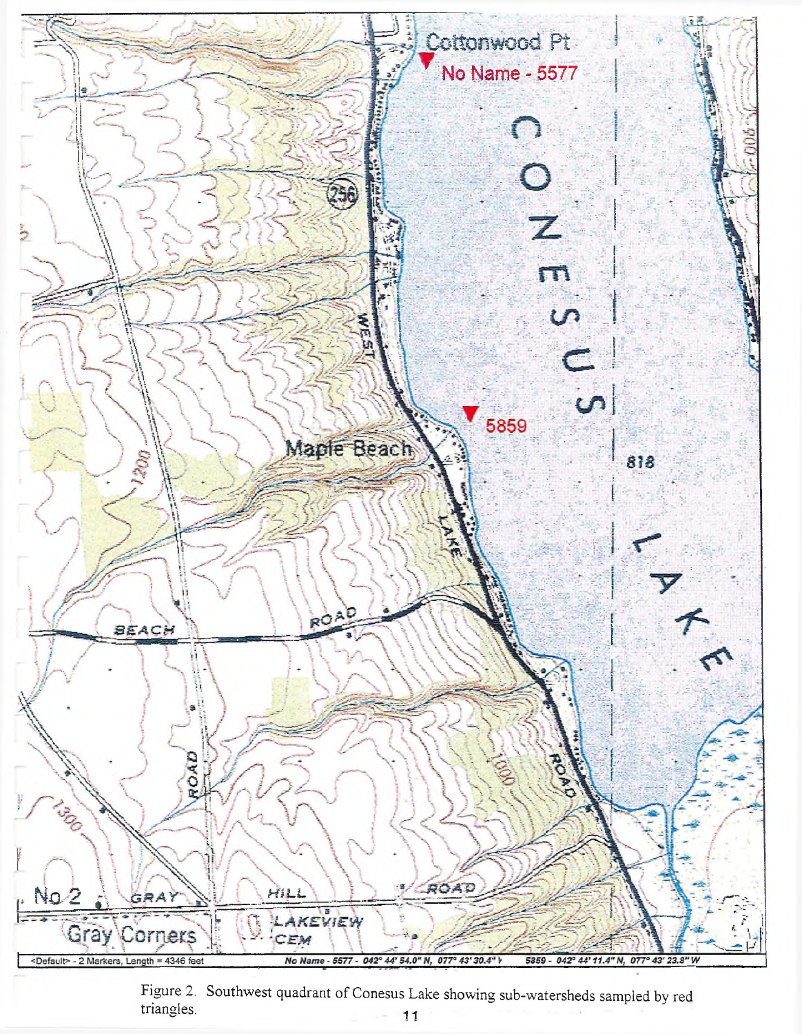Figure 2. Southwest quadrant of Conesus Lake showing sub-watersheds sampled by red triangles.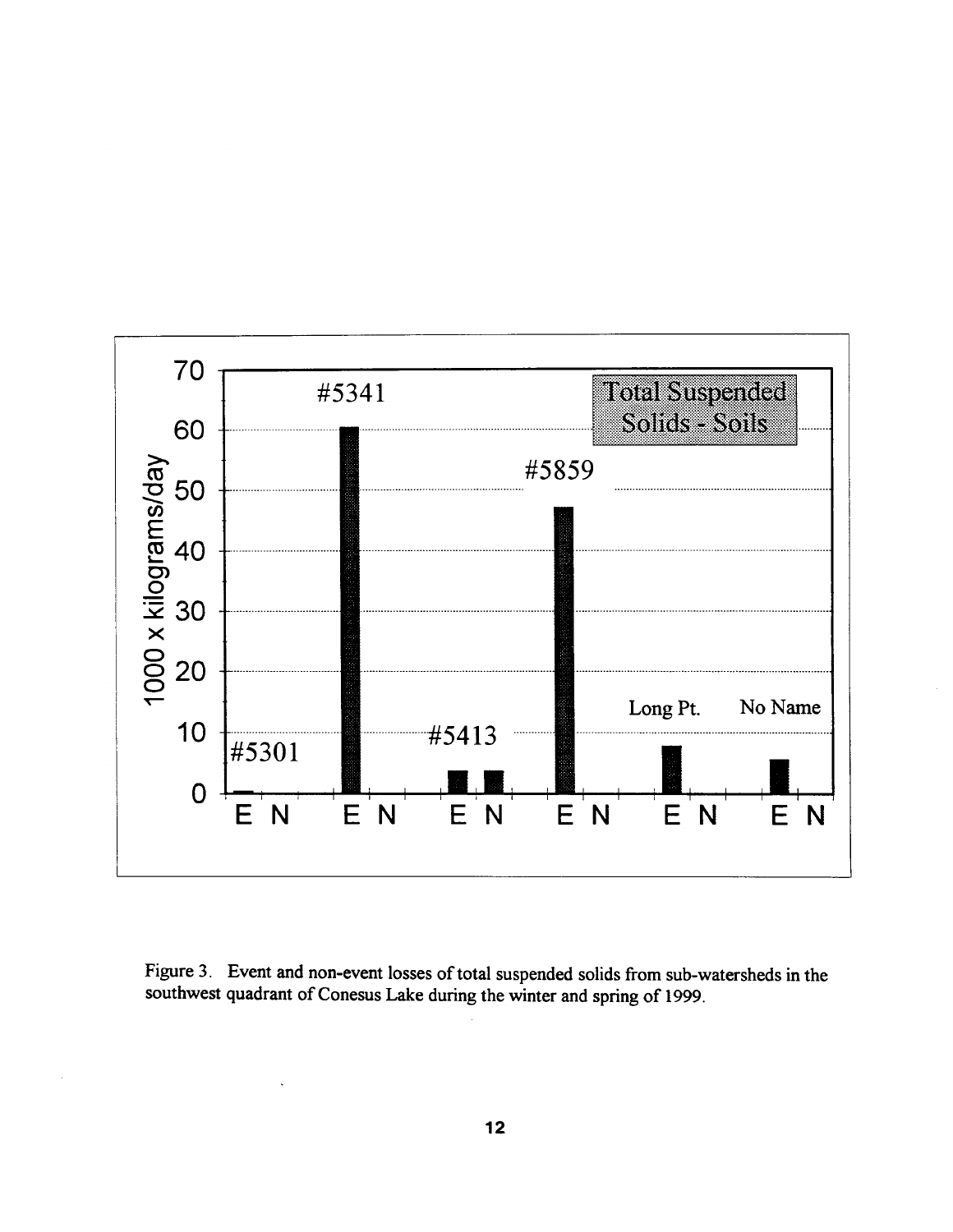Figure 3. Event and non-event losses of total suspended solids from sub-watersheds in the southwest quadrant of Conesus Lake during the winter and spring of 1999.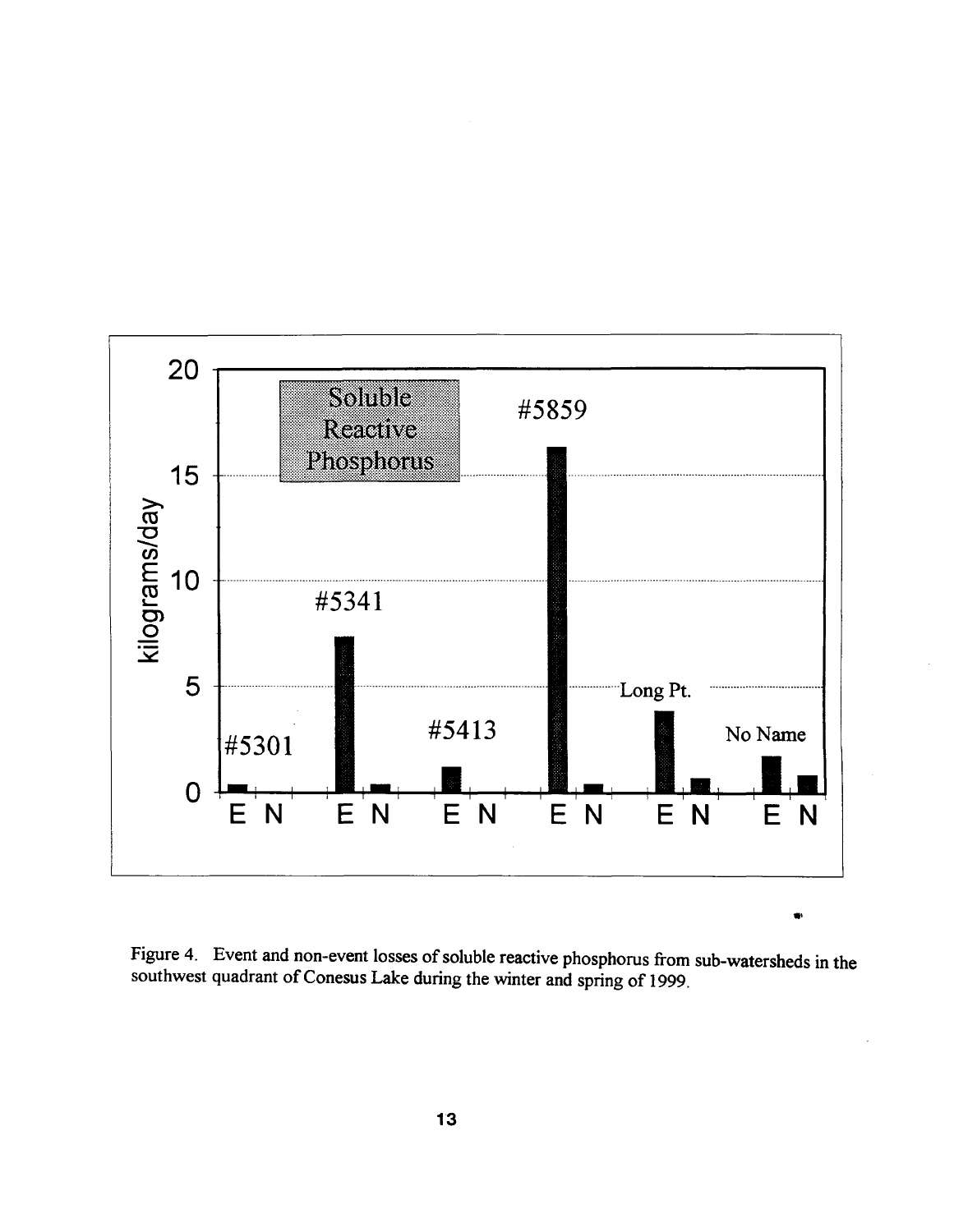Figure 4. Event and non-event losses of soluble reactive phosphorus from sub-watersheds in the southwest quadrant of Conesus Lake during the winter and spring of 1999.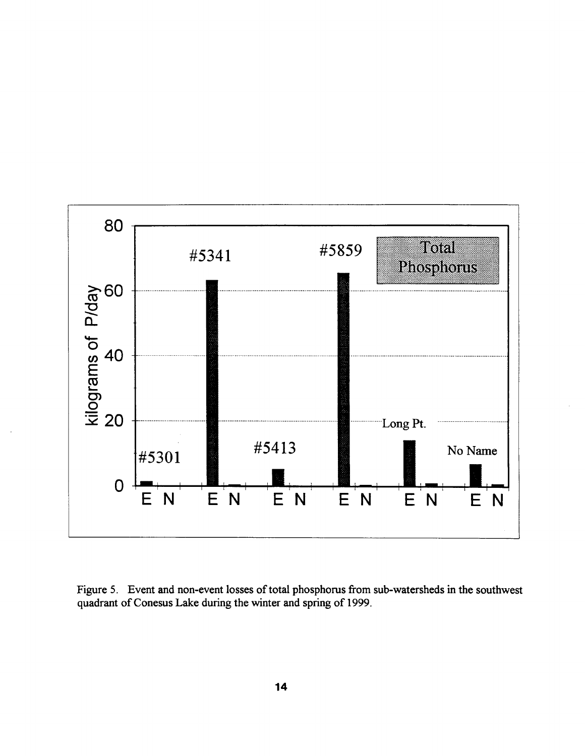Figure 5. Event and non-event losses of total phosphorus from sub-watersheds in the southwest quadrant of Conesus Lake during the winter and spring of 1999.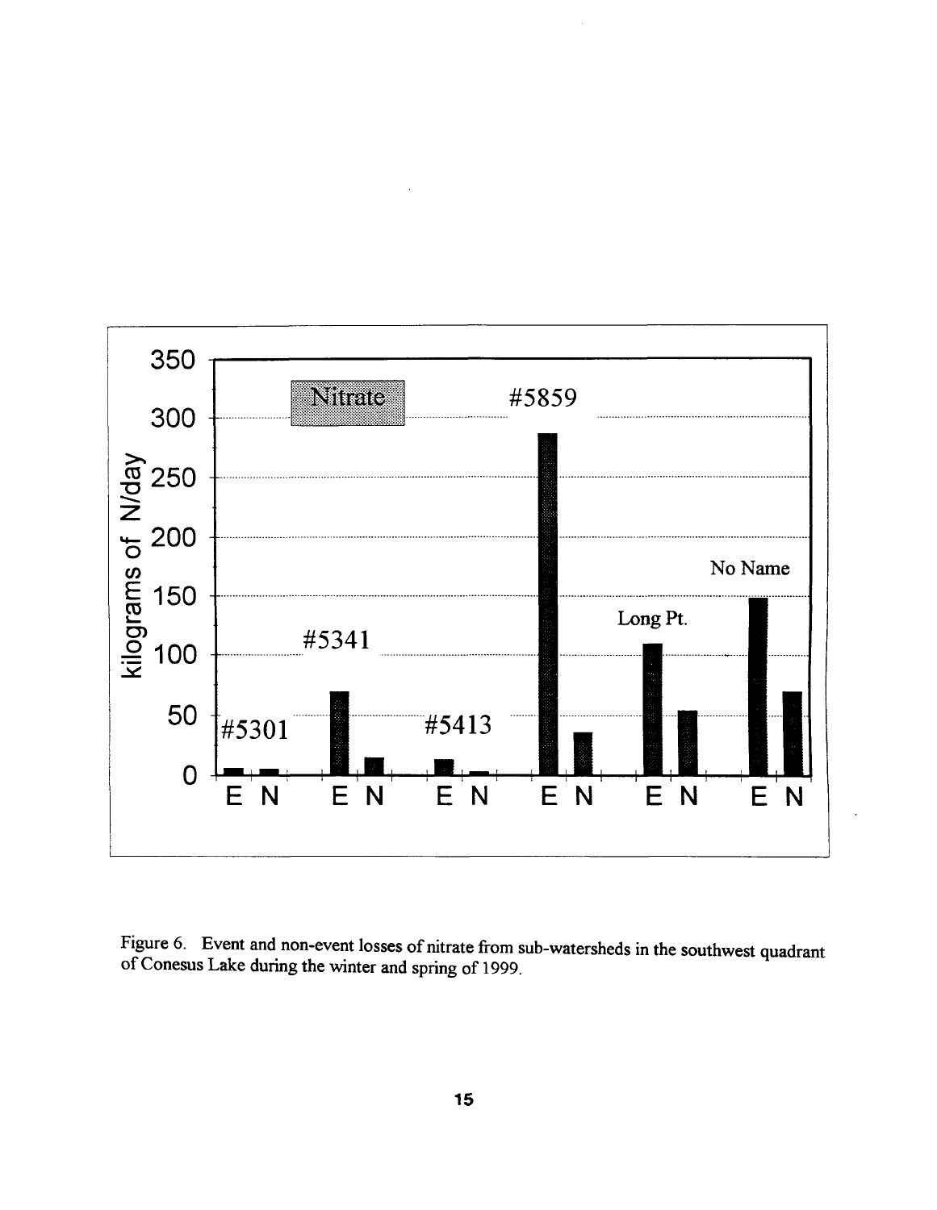Figure 6. Event and non-event losses of nitrate from sub-watersheds in the southwest quadrant of Conesus Lake during the winter and spring of 1999.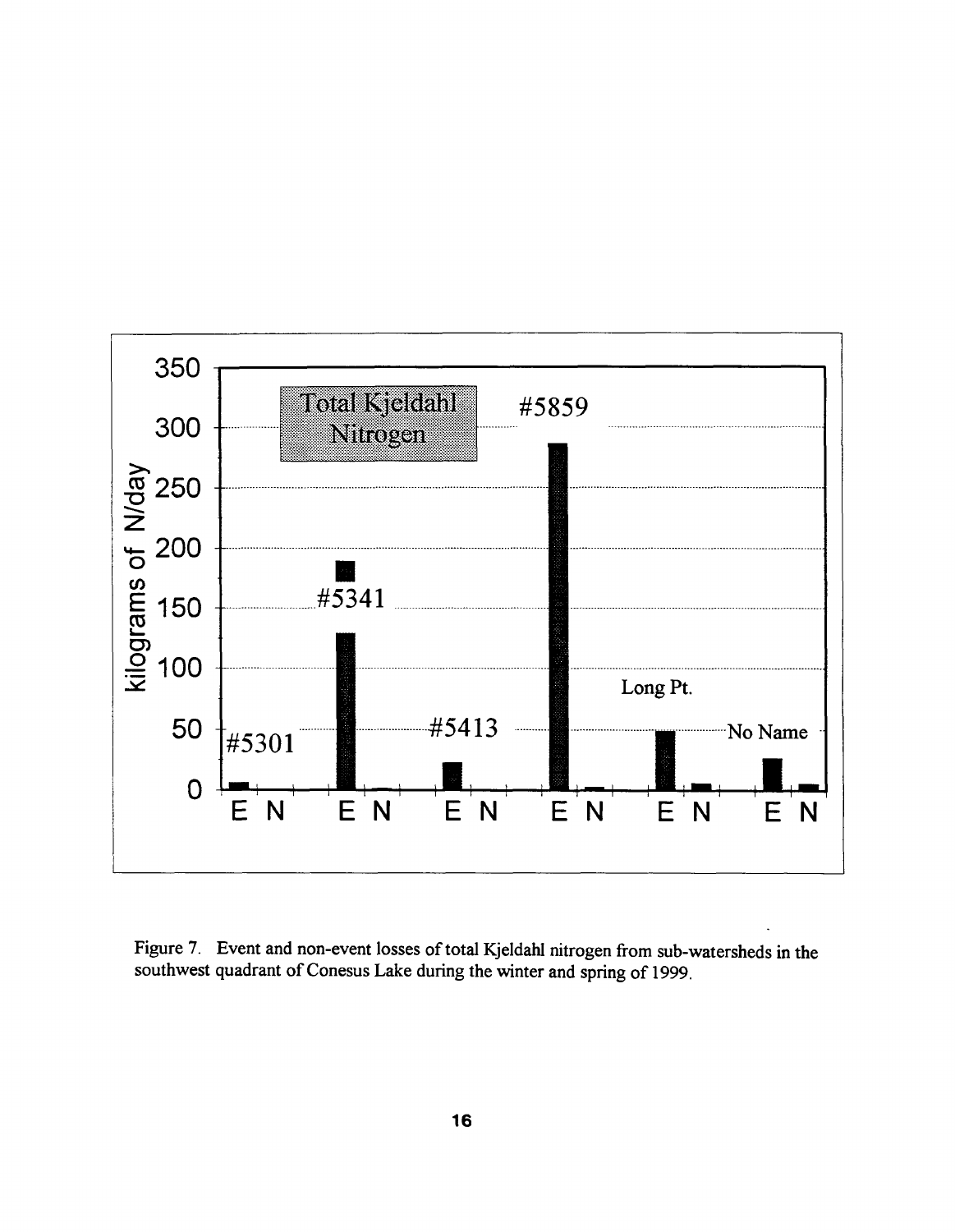Figure 7. Event and non-event losses of total Kjeldahl nitrogen from sub-watersheds in the southwest quadrant of Conesus Lake during the winter and spring of 1999.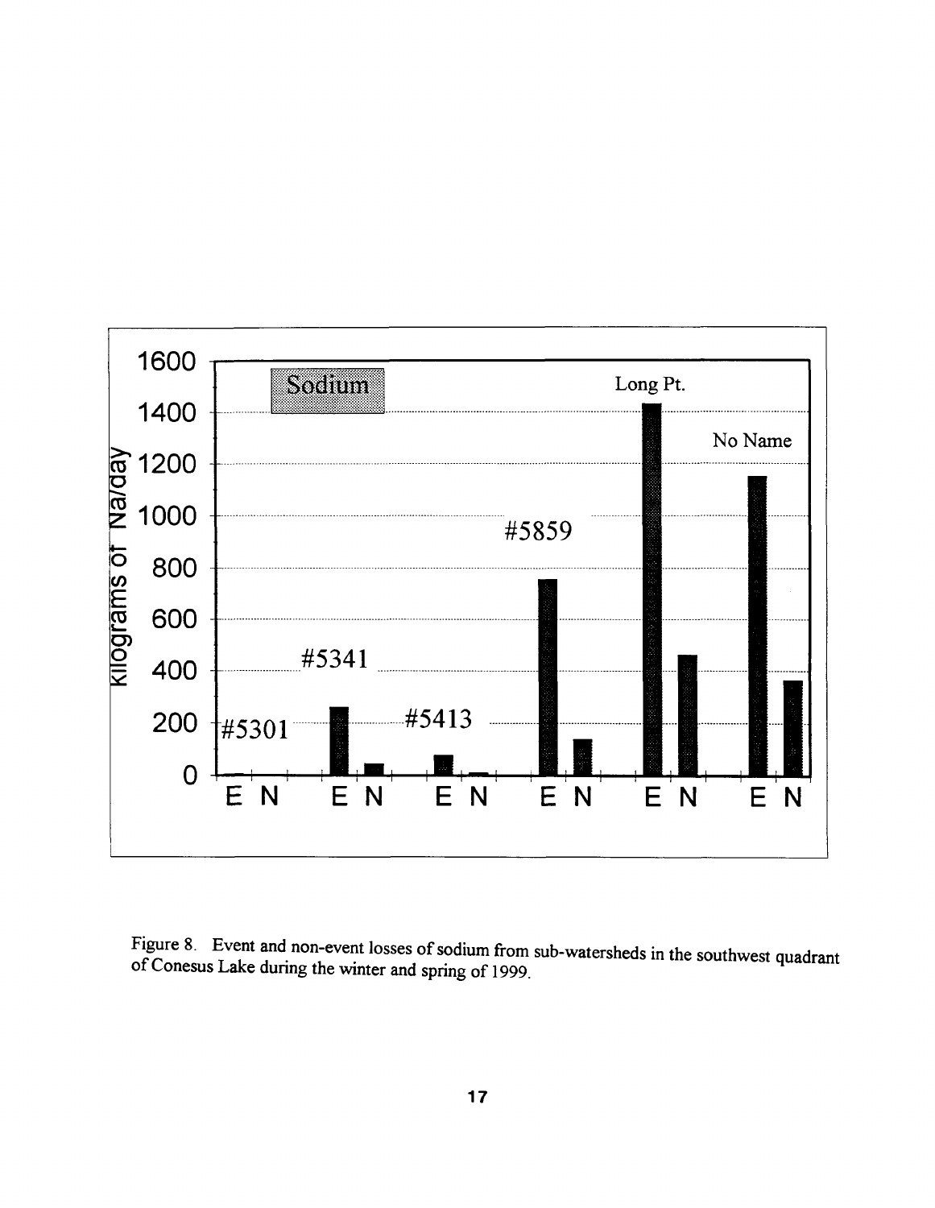Figure 8. Event and non-event losses of sodium from sub-watersheds in the southwest quadrant of Conesus Lake during the winter and spring of 1999.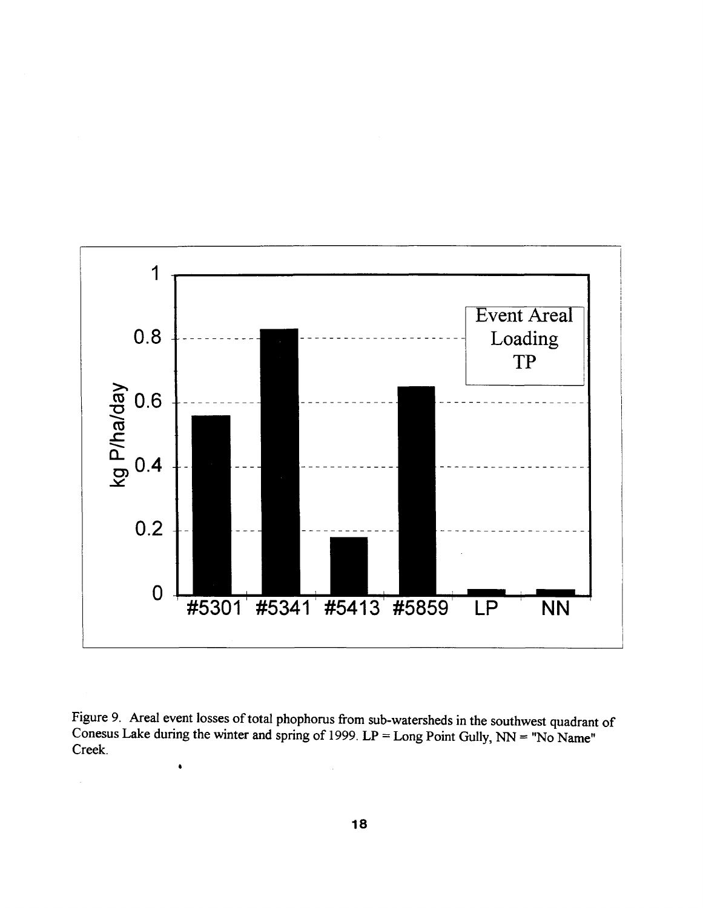Figure 9. Areal event losses of total phophorus from sub-watersheds in the southwest quadrant of Conesus Lake during the winter and spring of 1999. LP = Long Point Gully, NN = "No Name" Creek.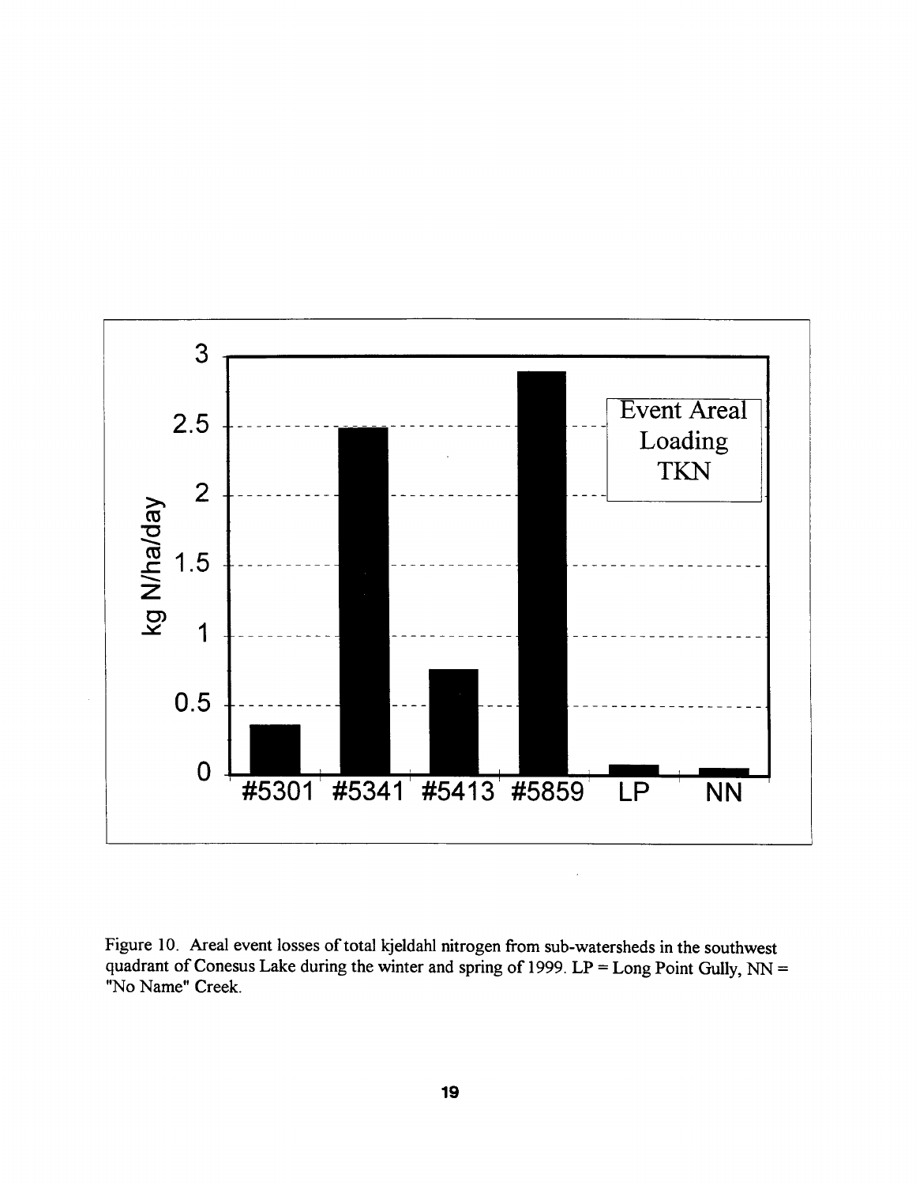Figure 10. Areal event losses of total kjeldahl nitrogen from sub-watersheds in the southwest quadrant of Conesus Lake during the winter and spring of 1999. LP = Long Point Gully, NN = "No Name" Creek.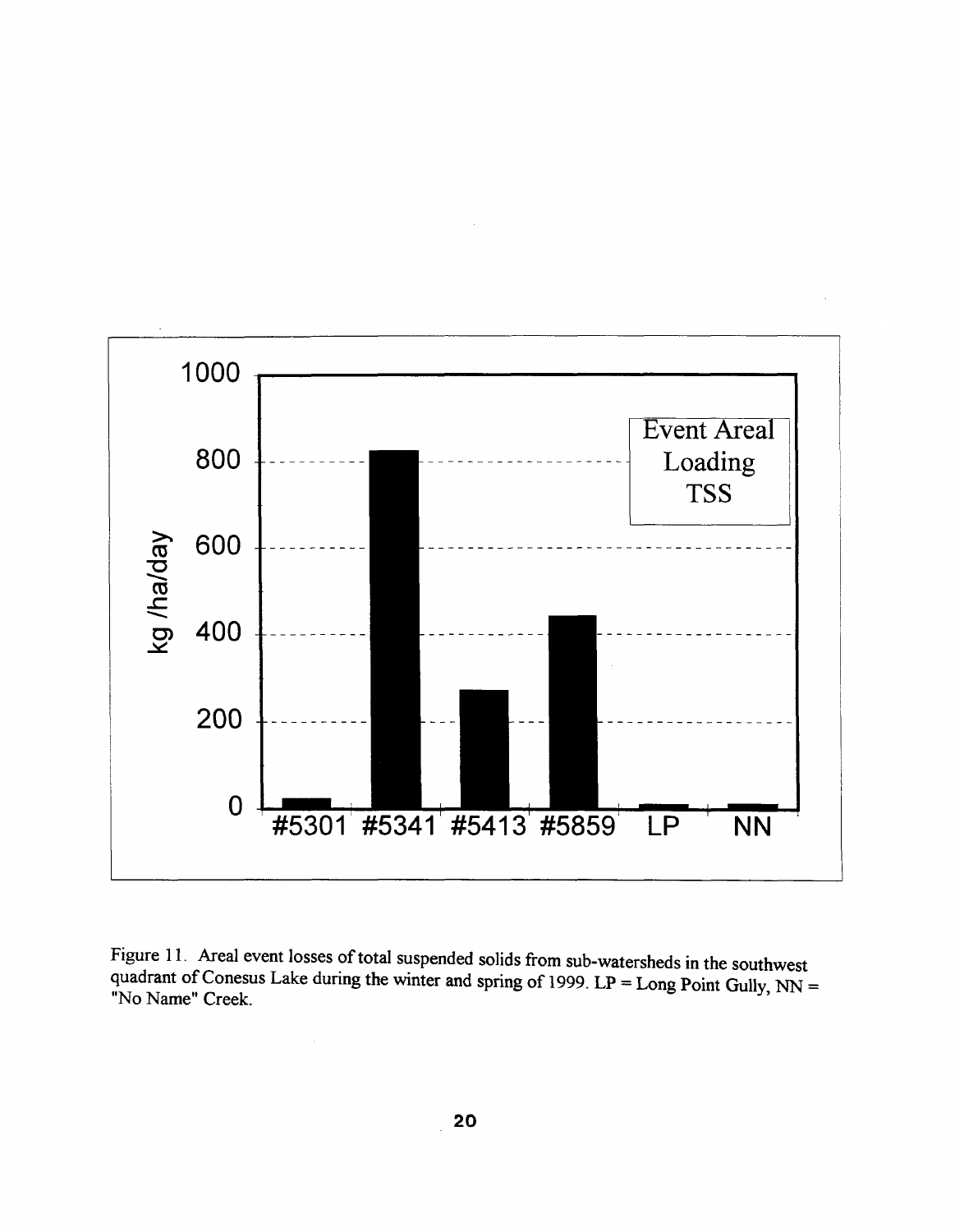Figure 11. Areal event losses of total suspended solids from sub-watersheds in the southwest quadrant of Conesus Lake during the winter and spring of 1999. LP = Long Point Gully, NN = "No Name" Creek.